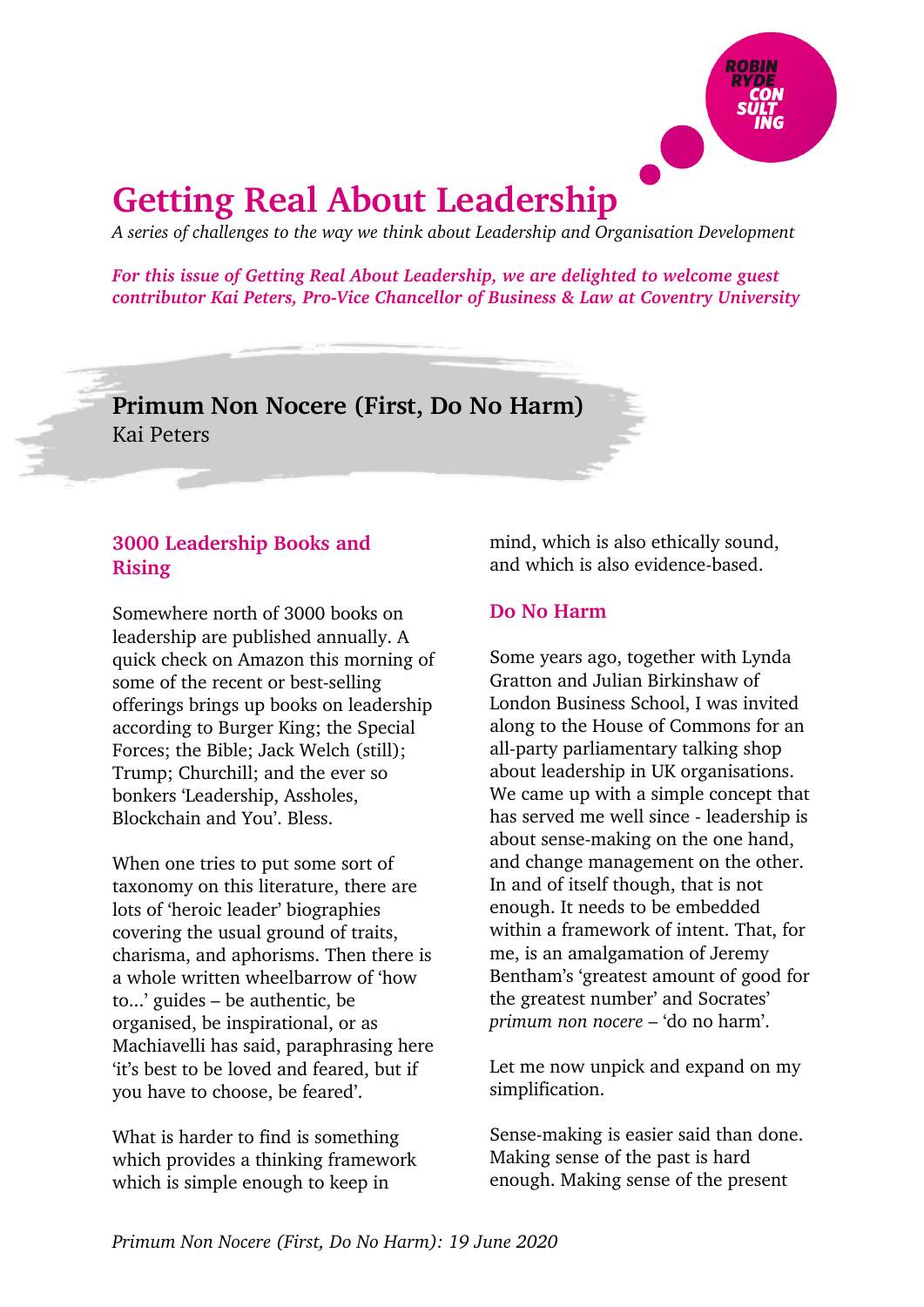# Getting Real About Leadership

*A series of challenges to the way we think about Leadership and Organisation Development*

***For this issue of Getting Real About Leadership, we are delighted to welcome guest contributor Kai Peters, Pro-Vice Chancellor of Business & Law at Coventry University***

## Primum Non Nocere (First, Do No Harm)

Kai Peters

### 3000 Leadership Books and Rising

Somewhere north of 3000 books on leadership are published annually. A quick check on Amazon this morning of some of the recent or best-selling offerings brings up books on leadership according to Burger King; the Special Forces; the Bible; Jack Welch (still); Trump; Churchill; and the ever so bonkers 'Leadership, Assholes, Blockchain and You'. Bless.

When one tries to put some sort of taxonomy on this literature, there are lots of 'heroic leader' biographies covering the usual ground of traits, charisma, and aphorisms. Then there is a whole written wheelbarrow of 'how to...' guides – be authentic, be organised, be inspirational, or as Machiavelli has said, paraphrasing here 'it's best to be loved and feared, but if you have to choose, be feared'.

What is harder to find is something which provides a thinking framework which is simple enough to keep in mind, which is also ethically sound, and which is also evidence-based.

### Do No Harm

Some years ago, together with Lynda Gratton and Julian Birkinshaw of London Business School, I was invited along to the House of Commons for an all-party parliamentary talking shop about leadership in UK organisations. We came up with a simple concept that has served me well since - leadership is about sense-making on the one hand, and change management on the other. In and of itself though, that is not enough. It needs to be embedded within a framework of intent. That, for me, is an amalgamation of Jeremy Bentham's 'greatest amount of good for the greatest number' and Socrates' *primum non nocere* – 'do no harm'.

Let me now unpick and expand on my simplification.

Sense-making is easier said than done. Making sense of the past is hard enough. Making sense of the present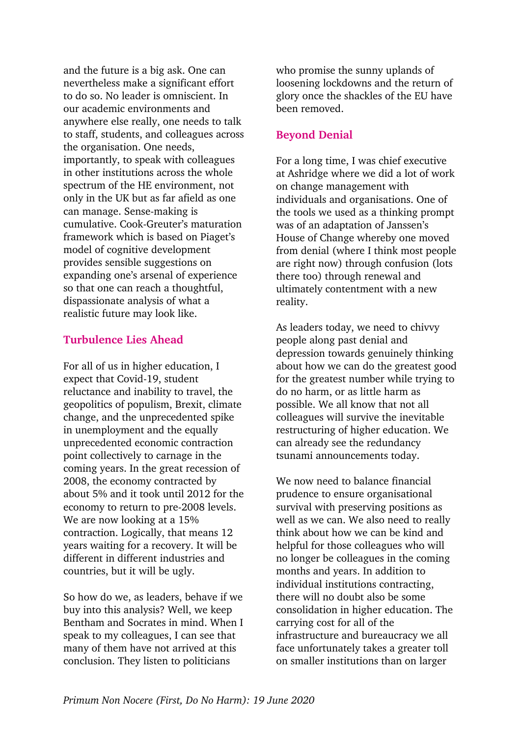and the future is a big ask. One can nevertheless make a significant effort to do so. No leader is omniscient. In our academic environments and anywhere else really, one needs to talk to staff, students, and colleagues across the organisation. One needs, importantly, to speak with colleagues in other institutions across the whole spectrum of the HE environment, not only in the UK but as far afield as one can manage. Sense-making is cumulative. Cook-Greuter's maturation framework which is based on Piaget's model of cognitive development provides sensible suggestions on expanding one's arsenal of experience so that one can reach a thoughtful, dispassionate analysis of what a realistic future may look like.

## Turbulence Lies Ahead

For all of us in higher education, I expect that Covid-19, student reluctance and inability to travel, the geopolitics of populism, Brexit, climate change, and the unprecedented spike in unemployment and the equally unprecedented economic contraction point collectively to carnage in the coming years. In the great recession of 2008, the economy contracted by about 5% and it took until 2012 for the economy to return to pre-2008 levels. We are now looking at a 15% contraction. Logically, that means 12 years waiting for a recovery. It will be different in different industries and countries, but it will be ugly.

So how do we, as leaders, behave if we buy into this analysis? Well, we keep Bentham and Socrates in mind. When I speak to my colleagues, I can see that many of them have not arrived at this conclusion. They listen to politicians who promise the sunny uplands of loosening lockdowns and the return of glory once the shackles of the EU have been removed.

## Beyond Denial

For a long time, I was chief executive at Ashridge where we did a lot of work on change management with individuals and organisations. One of the tools we used as a thinking prompt was of an adaptation of Janssen's House of Change whereby one moved from denial (where I think most people are right now) through confusion (lots there too) through renewal and ultimately contentment with a new reality.

As leaders today, we need to chivvy people along past denial and depression towards genuinely thinking about how we can do the greatest good for the greatest number while trying to do no harm, or as little harm as possible. We all know that not all colleagues will survive the inevitable restructuring of higher education. We can already see the redundancy tsunami announcements today.

We now need to balance financial prudence to ensure organisational survival with preserving positions as well as we can. We also need to really think about how we can be kind and helpful for those colleagues who will no longer be colleagues in the coming months and years. In addition to individual institutions contracting, there will no doubt also be some consolidation in higher education. The carrying cost for all of the infrastructure and bureaucracy we all face unfortunately takes a greater toll on smaller institutions than on larger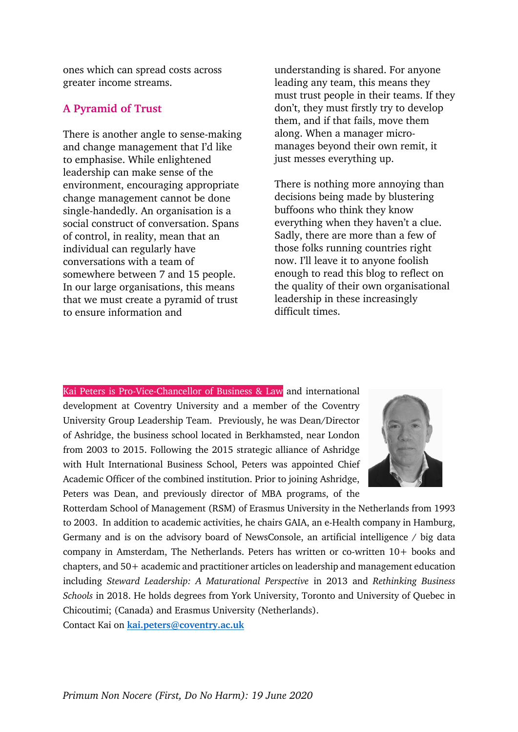ones which can spread costs across greater income streams.

## A Pyramid of Trust

There is another angle to sense-making and change management that I'd like to emphasise. While enlightened leadership can make sense of the environment, encouraging appropriate change management cannot be done single-handedly. An organisation is a social construct of conversation. Spans of control, in reality, mean that an individual can regularly have conversations with a team of somewhere between 7 and 15 people. In our large organisations, this means that we must create a pyramid of trust to ensure information and understanding is shared. For anyone leading any team, this means they must trust people in their teams. If they don't, they must firstly try to develop them, and if that fails, move them along. When a manager micro-manages beyond their own remit, it just messes everything up.

There is nothing more annoying than decisions being made by blustering buffoons who think they know everything when they haven't a clue. Sadly, there are more than a few of those folks running countries right now. I'll leave it to anyone foolish enough to read this blog to reflect on the quality of their own organisational leadership in these increasingly difficult times.

Kai Peters is Pro-Vice-Chancellor of Business & Law and international development at Coventry University and a member of the Coventry University Group Leadership Team. Previously, he was Dean/Director of Ashridge, the business school located in Berkhamsted, near London from 2003 to 2015. Following the 2015 strategic alliance of Ashridge with Hult International Business School, Peters was appointed Chief Academic Officer of the combined institution. Prior to joining Ashridge, Peters was Dean, and previously director of MBA programs, of the Rotterdam School of Management (RSM) of Erasmus University in the Netherlands from 1993 to 2003. In addition to academic activities, he chairs GAIA, an e-Health company in Hamburg, Germany and is on the advisory board of NewsConsole, an artificial intelligence / big data company in Amsterdam, The Netherlands. Peters has written or co-written 10+ books and chapters, and 50+ academic and practitioner articles on leadership and management education including *Steward Leadership: A Maturational Perspective* in 2013 and *Rethinking Business Schools* in 2018. He holds degrees from York University, Toronto and University of Quebec in Chicoutimi; (Canada) and Erasmus University (Netherlands).

Contact Kai on **kai.peters@coventry.ac.uk**

*Primum Non Nocere (First, Do No Harm): 19 June 2020*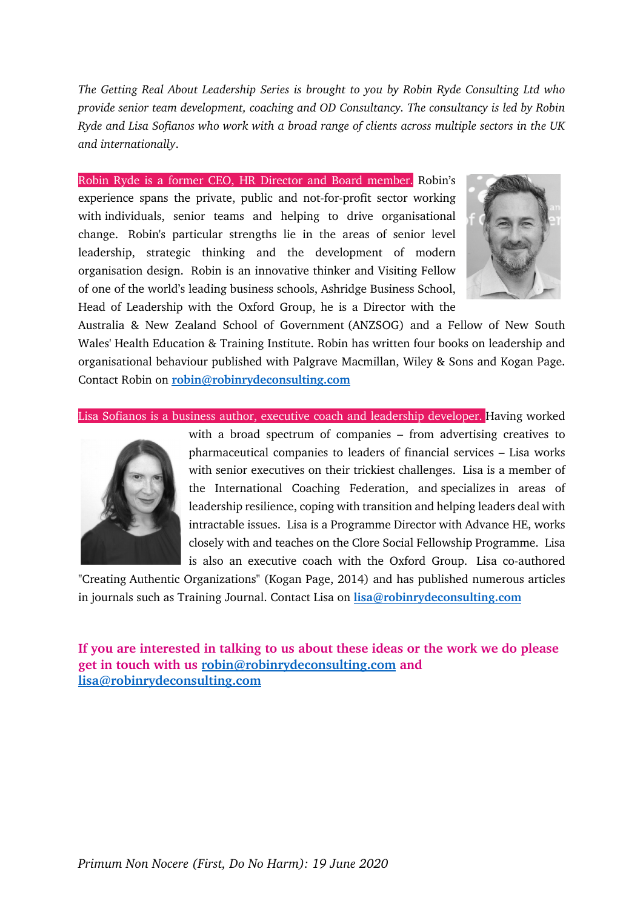*The Getting Real About Leadership Series is brought to you by Robin Ryde Consulting Ltd who provide senior team development, coaching and OD Consultancy. The consultancy is led by Robin Ryde and Lisa Sofianos who work with a broad range of clients across multiple sectors in the UK and internationally*.

Robin Ryde is a former CEO, HR Director and Board member. Robin's experience spans the private, public and not-for-profit sector working with individuals, senior teams and helping to drive organisational change. Robin's particular strengths lie in the areas of senior level leadership, strategic thinking and the development of modern organisation design. Robin is an innovative thinker and Visiting Fellow of one of the world's leading business schools, Ashridge Business School, Head of Leadership with the Oxford Group, he is a Director with the Australia & New Zealand School of Government (ANZSOG) and a Fellow of New South Wales' Health Education & Training Institute. Robin has written four books on leadership and organisational behaviour published with Palgrave Macmillan, Wiley & Sons and Kogan Page. Contact Robin on **robin@robinrydeconsulting.com**

Lisa Sofianos is a business author, executive coach and leadership developer. Having worked with a broad spectrum of companies – from advertising creatives to pharmaceutical companies to leaders of financial services – Lisa works with senior executives on their trickiest challenges. Lisa is a member of the International Coaching Federation, and specializes in areas of leadership resilience, coping with transition and helping leaders deal with intractable issues. Lisa is a Programme Director with Advance HE, works closely with and teaches on the Clore Social Fellowship Programme. Lisa is also an executive coach with the Oxford Group. Lisa co-authored "Creating Authentic Organizations" (Kogan Page, 2014) and has published numerous articles in journals such as Training Journal. Contact Lisa on **lisa@robinrydeconsulting.com**

**If you are interested in talking to us about these ideas or the work we do please get in touch with us robin@robinrydeconsulting.com and lisa@robinrydeconsulting.com**

*Primum Non Nocere (First, Do No Harm): 19 June 2020*